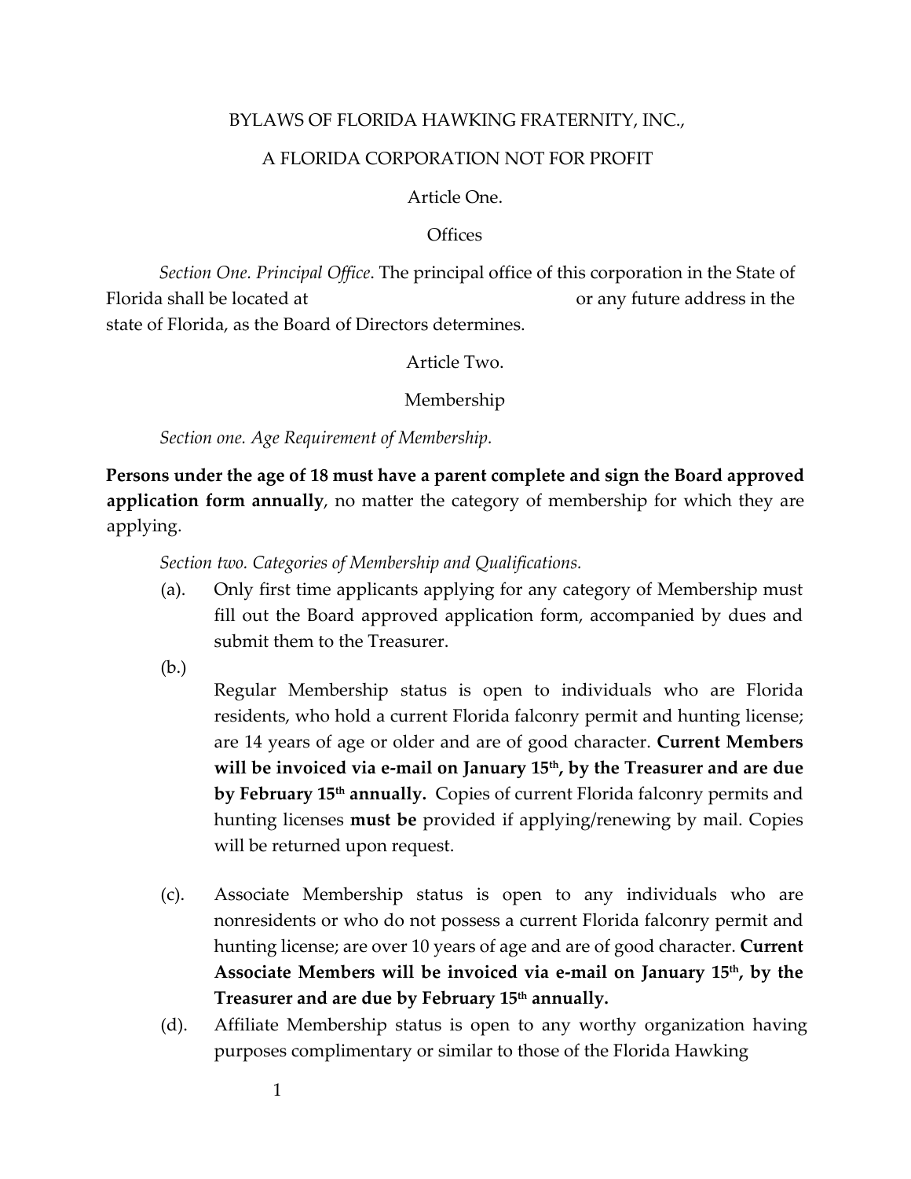# BYLAWS OF FLORIDA HAWKING FRATERNITY, INC.,

## A FLORIDA CORPORATION NOT FOR PROFIT

## Article One.

## Offices

*Section One. Principal Office*. The principal office of this corporation in the State of Florida shall be located at or any future address in the state of Florida, as the Board of Directors determines.

## Article Two.

## Membership

*Section one. Age Requirement of Membership.*

**Persons under the age of 18 must have a parent complete and sign the Board approved application form annually**, no matter the category of membership for which they are applying.

*Section two. Categories of Membership and Qualifications.*

(a). Only first time applicants applying for any category of Membership must fill out the Board approved application form, accompanied by dues and submit them to the Treasurer.

(b.) Regular Membership status is open to individuals who are Florida residents, who hold a current Florida falconry permit and hunting license; are 14 years of age or older and are of good character. **Current Members will be invoiced via e-mail on January 15th, by the Treasurer and are due by February 15th annually.** Copies of current Florida falconry permits and hunting licenses **must be** provided if applying/renewing by mail. Copies will be returned upon request.

(c). Associate Membership status is open to any individuals who are nonresidents or who do not possess a current Florida falconry permit and hunting license; are over 10 years of age and are of good character. **Current Associate Members will be invoiced via e-mail on January 15th, by the Treasurer and are due by February 15th annually.**

(d). Affiliate Membership status is open to any worthy organization having purposes complimentary or similar to those of the Florida Hawking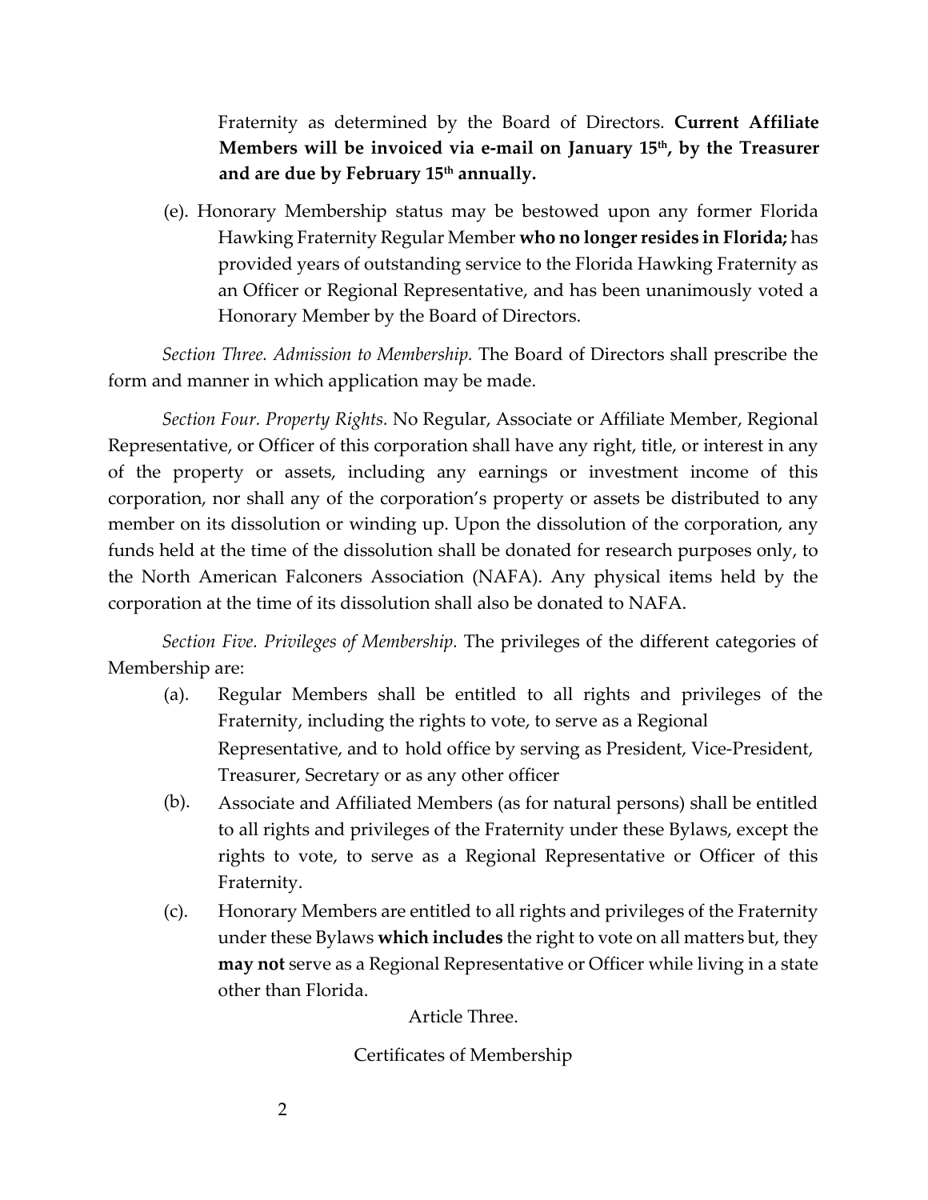Fraternity as determined by the Board of Directors. **Current Affiliate Members will be invoiced via e-mail on January 15th, by the Treasurer and are due by February 15th annually.**

(e). Honorary Membership status may be bestowed upon any former Florida Hawking Fraternity Regular Member **who no longer resides in Florida;** has provided years of outstanding service to the Florida Hawking Fraternity as an Officer or Regional Representative, and has been unanimously voted a Honorary Member by the Board of Directors.

*Section Three. Admission to Membership.* The Board of Directors shall prescribe the form and manner in which application may be made.

*Section Four. Property Rights.* No Regular, Associate or Affiliate Member, Regional Representative, or Officer of this corporation shall have any right, title, or interest in any of the property or assets, including any earnings or investment income of this corporation, nor shall any of the corporation's property or assets be distributed to any member on its dissolution or winding up. Upon the dissolution of the corporation, any funds held at the time of the dissolution shall be donated for research purposes only, to the North American Falconers Association (NAFA). Any physical items held by the corporation at the time of its dissolution shall also be donated to NAFA.

*Section Five. Privileges of Membership.* The privileges of the different categories of Membership are:

(a). Regular Members shall be entitled to all rights and privileges of the Fraternity, including the rights to vote, to serve as a Regional Representative, and to hold office by serving as President, Vice-President, Treasurer, Secretary or as any other officer

(b). Associate and Affiliated Members (as for natural persons) shall be entitled to all rights and privileges of the Fraternity under these Bylaws, except the rights to vote, to serve as a Regional Representative or Officer of this Fraternity.

(c). Honorary Members are entitled to all rights and privileges of the Fraternity under these Bylaws **which includes** the right to vote on all matters but, they **may not** serve as a Regional Representative or Officer while living in a state other than Florida.

## Article Three.

## Certificates of Membership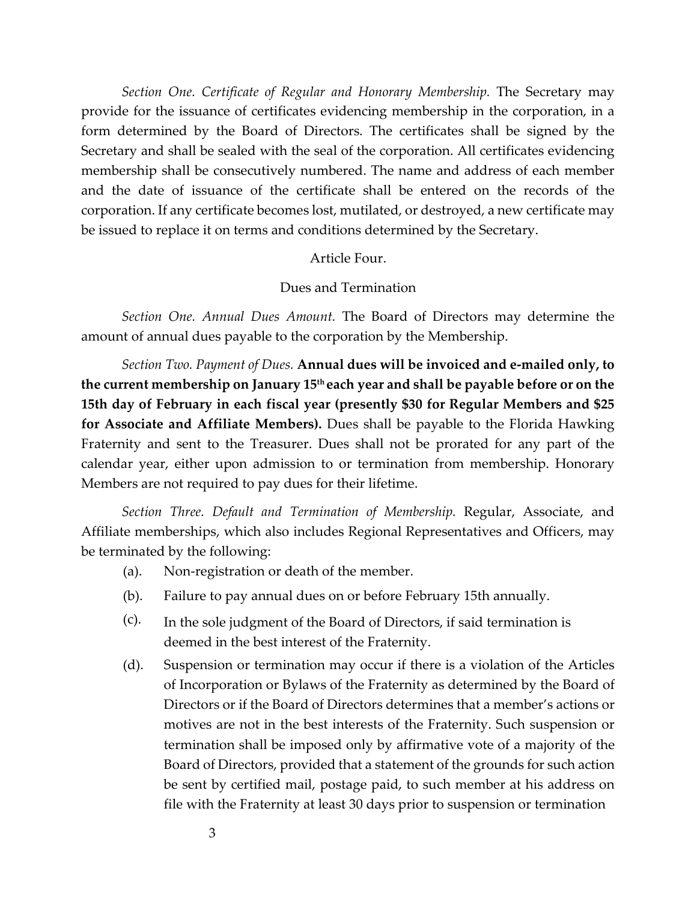*Section One. Certificate of Regular and Honorary Membership.* The Secretary may provide for the issuance of certificates evidencing membership in the corporation, in a form determined by the Board of Directors. The certificates shall be signed by the Secretary and shall be sealed with the seal of the corporation. All certificates evidencing membership shall be consecutively numbered. The name and address of each member and the date of issuance of the certificate shall be entered on the records of the corporation. If any certificate becomes lost, mutilated, or destroyed, a new certificate may be issued to replace it on terms and conditions determined by the Secretary.

## Article Four.

## Dues and Termination

*Section One. Annual Dues Amount.* The Board of Directors may determine the amount of annual dues payable to the corporation by the Membership.

*Section Two. Payment of Dues.* **Annual dues will be invoiced and e-mailed only, to the current membership on January 15th each year and shall be payable before or on the 15th day of February in each fiscal year (presently $30 for Regular Members and $25 for Associate and Affiliate Members).** Dues shall be payable to the Florida Hawking Fraternity and sent to the Treasurer. Dues shall not be prorated for any part of the calendar year, either upon admission to or termination from membership. Honorary Members are not required to pay dues for their lifetime.

*Section Three. Default and Termination of Membership.* Regular, Associate, and Affiliate memberships, which also includes Regional Representatives and Officers, may be terminated by the following:

(a). Non-registration or death of the member.

(b). Failure to pay annual dues on or before February 15th annually.

(c). In the sole judgment of the Board of Directors, if said termination is deemed in the best interest of the Fraternity.

(d). Suspension or termination may occur if there is a violation of the Articles of Incorporation or Bylaws of the Fraternity as determined by the Board of Directors or if the Board of Directors determines that a member's actions or motives are not in the best interests of the Fraternity. Such suspension or termination shall be imposed only by affirmative vote of a majority of the Board of Directors, provided that a statement of the grounds for such action be sent by certified mail, postage paid, to such member at his address on file with the Fraternity at least 30 days prior to suspension or termination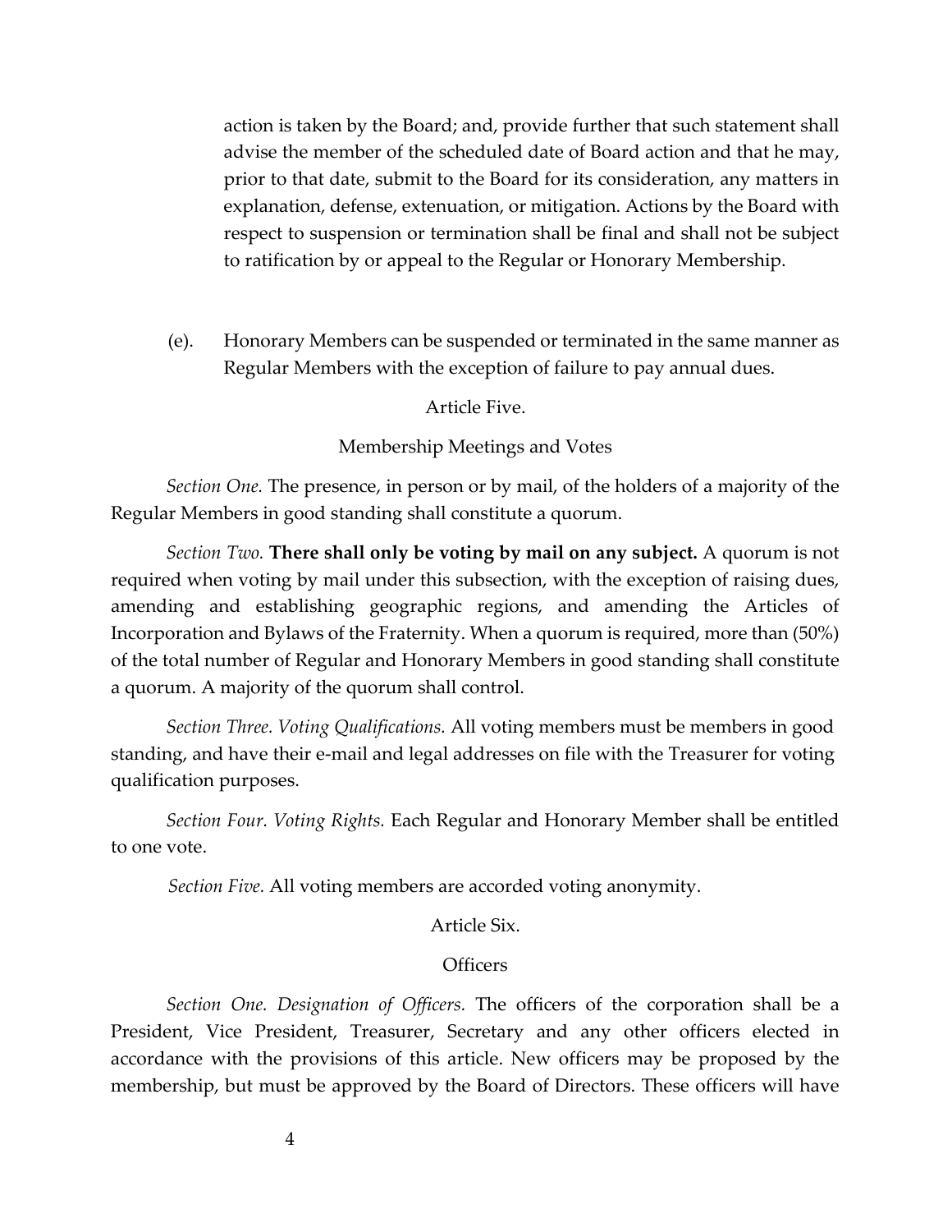action is taken by the Board; and, provide further that such statement shall advise the member of the scheduled date of Board action and that he may, prior to that date, submit to the Board for its consideration, any matters in explanation, defense, extenuation, or mitigation. Actions by the Board with respect to suspension or termination shall be final and shall not be subject to ratification by or appeal to the Regular or Honorary Membership.

(e). Honorary Members can be suspended or terminated in the same manner as Regular Members with the exception of failure to pay annual dues.

## Article Five.

## Membership Meetings and Votes

*Section One.* The presence, in person or by mail, of the holders of a majority of the Regular Members in good standing shall constitute a quorum.

*Section Two.* **There shall only be voting by mail on any subject.** A quorum is not required when voting by mail under this subsection, with the exception of raising dues, amending and establishing geographic regions, and amending the Articles of Incorporation and Bylaws of the Fraternity. When a quorum is required, more than (50%) of the total number of Regular and Honorary Members in good standing shall constitute a quorum. A majority of the quorum shall control.

*Section Three. Voting Qualifications.* All voting members must be members in good standing, and have their e-mail and legal addresses on file with the Treasurer for voting qualification purposes.

*Section Four. Voting Rights.* Each Regular and Honorary Member shall be entitled to one vote.

*Section Five.* All voting members are accorded voting anonymity.

## Article Six.

## Officers

*Section One. Designation of Officers.* The officers of the corporation shall be a President, Vice President, Treasurer, Secretary and any other officers elected in accordance with the provisions of this article. New officers may be proposed by the membership, but must be approved by the Board of Directors. These officers will have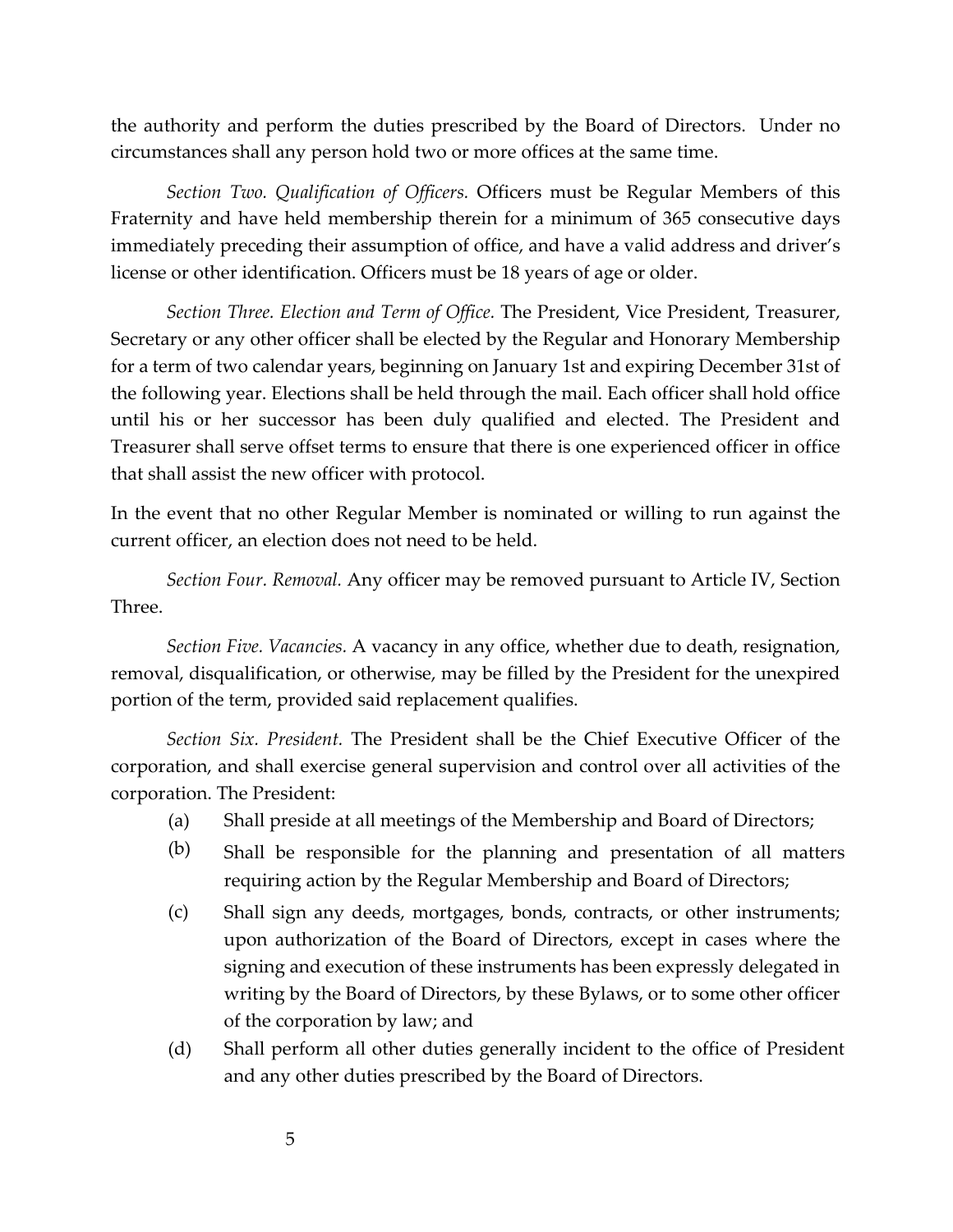the authority and perform the duties prescribed by the Board of Directors. Under no circumstances shall any person hold two or more offices at the same time.

*Section Two. Qualification of Officers.* Officers must be Regular Members of this Fraternity and have held membership therein for a minimum of 365 consecutive days immediately preceding their assumption of office, and have a valid address and driver's license or other identification. Officers must be 18 years of age or older.

*Section Three. Election and Term of Office.* The President, Vice President, Treasurer, Secretary or any other officer shall be elected by the Regular and Honorary Membership for a term of two calendar years, beginning on January 1st and expiring December 31st of the following year. Elections shall be held through the mail. Each officer shall hold office until his or her successor has been duly qualified and elected. The President and Treasurer shall serve offset terms to ensure that there is one experienced officer in office that shall assist the new officer with protocol.

In the event that no other Regular Member is nominated or willing to run against the current officer, an election does not need to be held.

*Section Four. Removal.* Any officer may be removed pursuant to Article IV, Section Three.

*Section Five. Vacancies.* A vacancy in any office, whether due to death, resignation, removal, disqualification, or otherwise, may be filled by the President for the unexpired portion of the term, provided said replacement qualifies.

*Section Six. President.* The President shall be the Chief Executive Officer of the corporation, and shall exercise general supervision and control over all activities of the corporation. The President:

(a) Shall preside at all meetings of the Membership and Board of Directors;

(b) Shall be responsible for the planning and presentation of all matters requiring action by the Regular Membership and Board of Directors;

(c) Shall sign any deeds, mortgages, bonds, contracts, or other instruments; upon authorization of the Board of Directors, except in cases where the signing and execution of these instruments has been expressly delegated in writing by the Board of Directors, by these Bylaws, or to some other officer of the corporation by law; and

(d) Shall perform all other duties generally incident to the office of President and any other duties prescribed by the Board of Directors.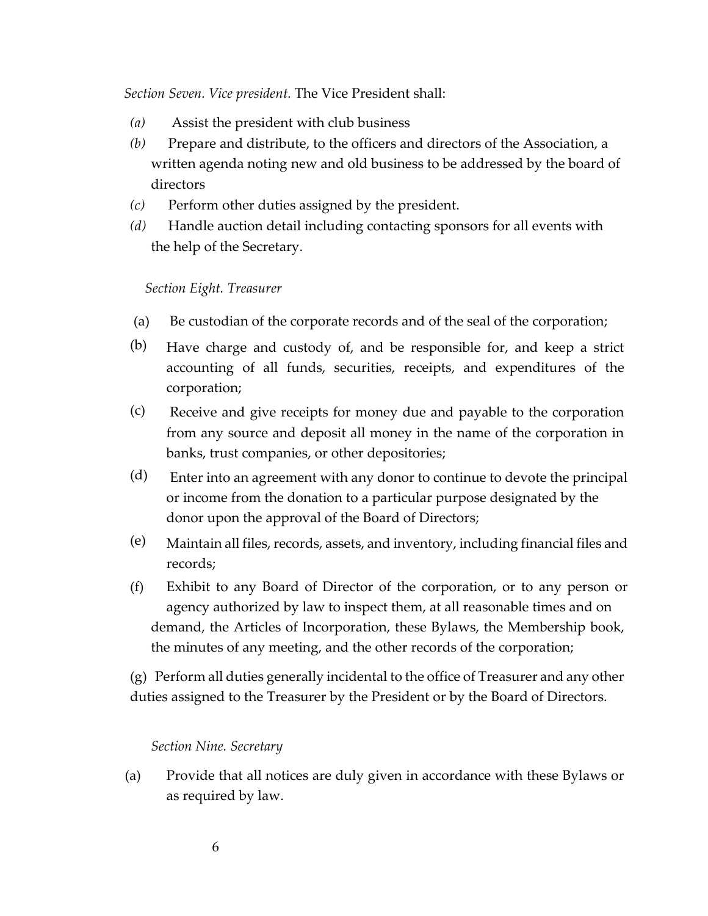*Section Seven. Vice president.* The Vice President shall:

- *(a)* Assist the president with club business
- *(b)* Prepare and distribute, to the officers and directors of the Association, a written agenda noting new and old business to be addressed by the board of directors
- *(c)* Perform other duties assigned by the president.
- *(d)* Handle auction detail including contacting sponsors for all events with the help of the Secretary.

*Section Eight. Treasurer*

- (a) Be custodian of the corporate records and of the seal of the corporation;
- (b) Have charge and custody of, and be responsible for, and keep a strict accounting of all funds, securities, receipts, and expenditures of the corporation;
- (c) Receive and give receipts for money due and payable to the corporation from any source and deposit all money in the name of the corporation in banks, trust companies, or other depositories;
- (d) Enter into an agreement with any donor to continue to devote the principal or income from the donation to a particular purpose designated by the donor upon the approval of the Board of Directors;
- (e) Maintain all files, records, assets, and inventory, including financial files and records;
- (f) Exhibit to any Board of Director of the corporation, or to any person or agency authorized by law to inspect them, at all reasonable times and on demand, the Articles of Incorporation, these Bylaws, the Membership book, the minutes of any meeting, and the other records of the corporation;

(g) Perform all duties generally incidental to the office of Treasurer and any other duties assigned to the Treasurer by the President or by the Board of Directors.

*Section Nine. Secretary*

- (a) Provide that all notices are duly given in accordance with these Bylaws or as required by law.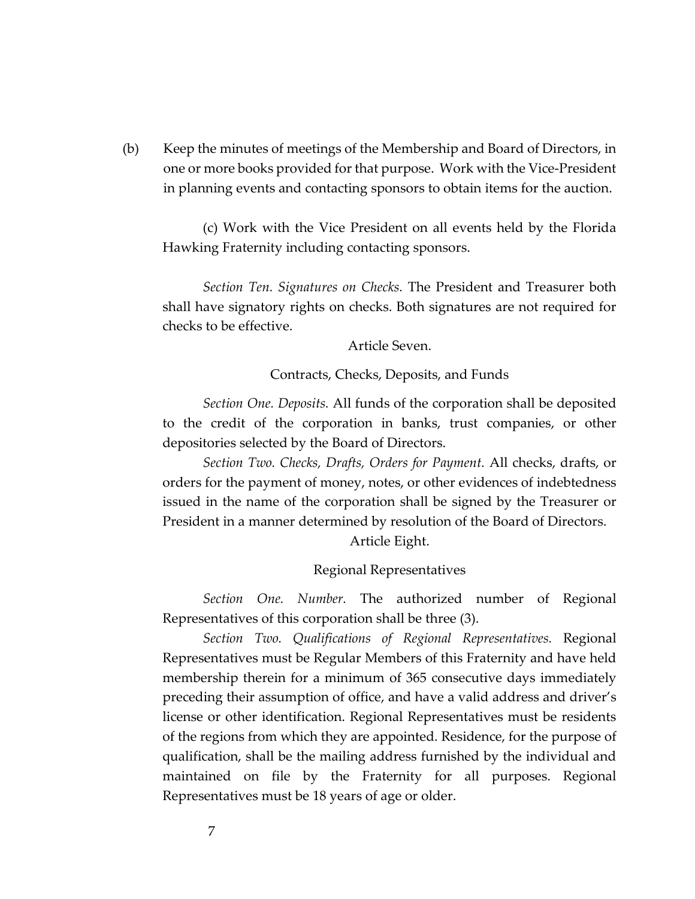(b) Keep the minutes of meetings of the Membership and Board of Directors, in one or more books provided for that purpose. Work with the Vice-President in planning events and contacting sponsors to obtain items for the auction.

(c) Work with the Vice President on all events held by the Florida Hawking Fraternity including contacting sponsors.

*Section Ten. Signatures on Checks.* The President and Treasurer both shall have signatory rights on checks. Both signatures are not required for checks to be effective.

## Article Seven.

## Contracts, Checks, Deposits, and Funds

*Section One. Deposits.* All funds of the corporation shall be deposited to the credit of the corporation in banks, trust companies, or other depositories selected by the Board of Directors.

*Section Two. Checks, Drafts, Orders for Payment.* All checks, drafts, or orders for the payment of money, notes, or other evidences of indebtedness issued in the name of the corporation shall be signed by the Treasurer or President in a manner determined by resolution of the Board of Directors.

## Article Eight.

## Regional Representatives

*Section One. Number.* The authorized number of Regional Representatives of this corporation shall be three (3).

*Section Two. Qualifications of Regional Representatives.* Regional Representatives must be Regular Members of this Fraternity and have held membership therein for a minimum of 365 consecutive days immediately preceding their assumption of office, and have a valid address and driver's license or other identification. Regional Representatives must be residents of the regions from which they are appointed. Residence, for the purpose of qualification, shall be the mailing address furnished by the individual and maintained on file by the Fraternity for all purposes. Regional Representatives must be 18 years of age or older.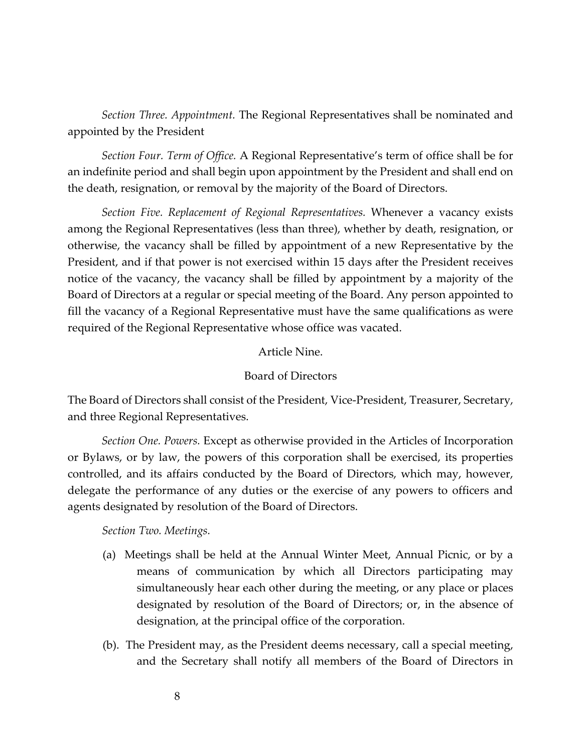*Section Three. Appointment.* The Regional Representatives shall be nominated and appointed by the President

*Section Four. Term of Office.* A Regional Representative's term of office shall be for an indefinite period and shall begin upon appointment by the President and shall end on the death, resignation, or removal by the majority of the Board of Directors.

*Section Five. Replacement of Regional Representatives.* Whenever a vacancy exists among the Regional Representatives (less than three), whether by death, resignation, or otherwise, the vacancy shall be filled by appointment of a new Representative by the President, and if that power is not exercised within 15 days after the President receives notice of the vacancy, the vacancy shall be filled by appointment by a majority of the Board of Directors at a regular or special meeting of the Board. Any person appointed to fill the vacancy of a Regional Representative must have the same qualifications as were required of the Regional Representative whose office was vacated.

## Article Nine.

## Board of Directors

The Board of Directors shall consist of the President, Vice-President, Treasurer, Secretary, and three Regional Representatives.

*Section One. Powers.* Except as otherwise provided in the Articles of Incorporation or Bylaws, or by law, the powers of this corporation shall be exercised, its properties controlled, and its affairs conducted by the Board of Directors, which may, however, delegate the performance of any duties or the exercise of any powers to officers and agents designated by resolution of the Board of Directors.

*Section Two. Meetings.*

(a) Meetings shall be held at the Annual Winter Meet, Annual Picnic, or by a means of communication by which all Directors participating may simultaneously hear each other during the meeting, or any place or places designated by resolution of the Board of Directors; or, in the absence of designation, at the principal office of the corporation.

(b). The President may, as the President deems necessary, call a special meeting, and the Secretary shall notify all members of the Board of Directors in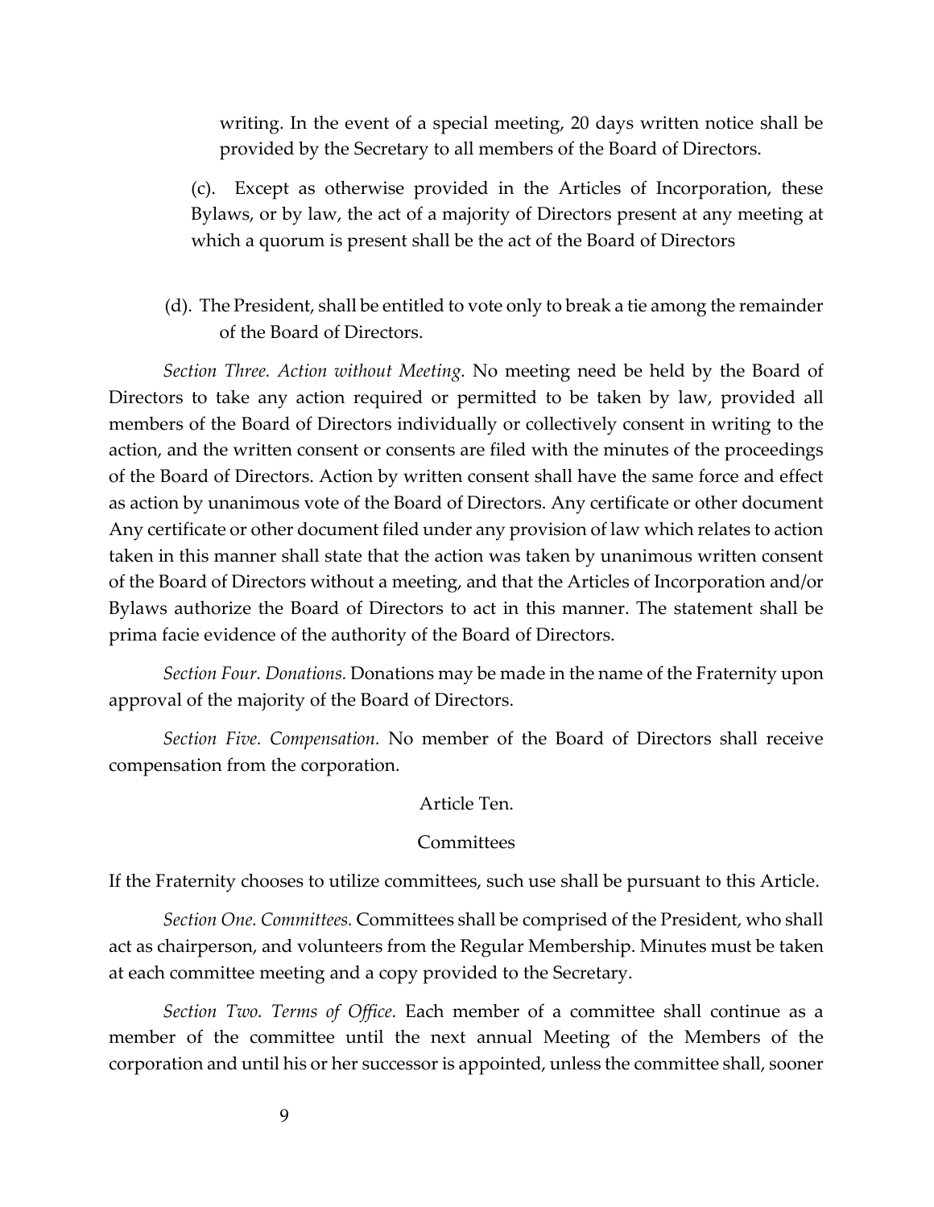writing. In the event of a special meeting, 20 days written notice shall be provided by the Secretary to all members of the Board of Directors.

(c). Except as otherwise provided in the Articles of Incorporation, these Bylaws, or by law, the act of a majority of Directors present at any meeting at which a quorum is present shall be the act of the Board of Directors

(d). The President, shall be entitled to vote only to break a tie among the remainder of the Board of Directors.

*Section Three. Action without Meeting.* No meeting need be held by the Board of Directors to take any action required or permitted to be taken by law, provided all members of the Board of Directors individually or collectively consent in writing to the action, and the written consent or consents are filed with the minutes of the proceedings of the Board of Directors. Action by written consent shall have the same force and effect as action by unanimous vote of the Board of Directors. Any certificate or other document Any certificate or other document filed under any provision of law which relates to action taken in this manner shall state that the action was taken by unanimous written consent of the Board of Directors without a meeting, and that the Articles of Incorporation and/or Bylaws authorize the Board of Directors to act in this manner. The statement shall be prima facie evidence of the authority of the Board of Directors.

*Section Four. Donations.* Donations may be made in the name of the Fraternity upon approval of the majority of the Board of Directors.

*Section Five. Compensation.* No member of the Board of Directors shall receive compensation from the corporation.

## Article Ten.

## Committees

If the Fraternity chooses to utilize committees, such use shall be pursuant to this Article.

*Section One. Committees.* Committees shall be comprised of the President, who shall act as chairperson, and volunteers from the Regular Membership. Minutes must be taken at each committee meeting and a copy provided to the Secretary.

*Section Two. Terms of Office.* Each member of a committee shall continue as a member of the committee until the next annual Meeting of the Members of the corporation and until his or her successor is appointed, unless the committee shall, sooner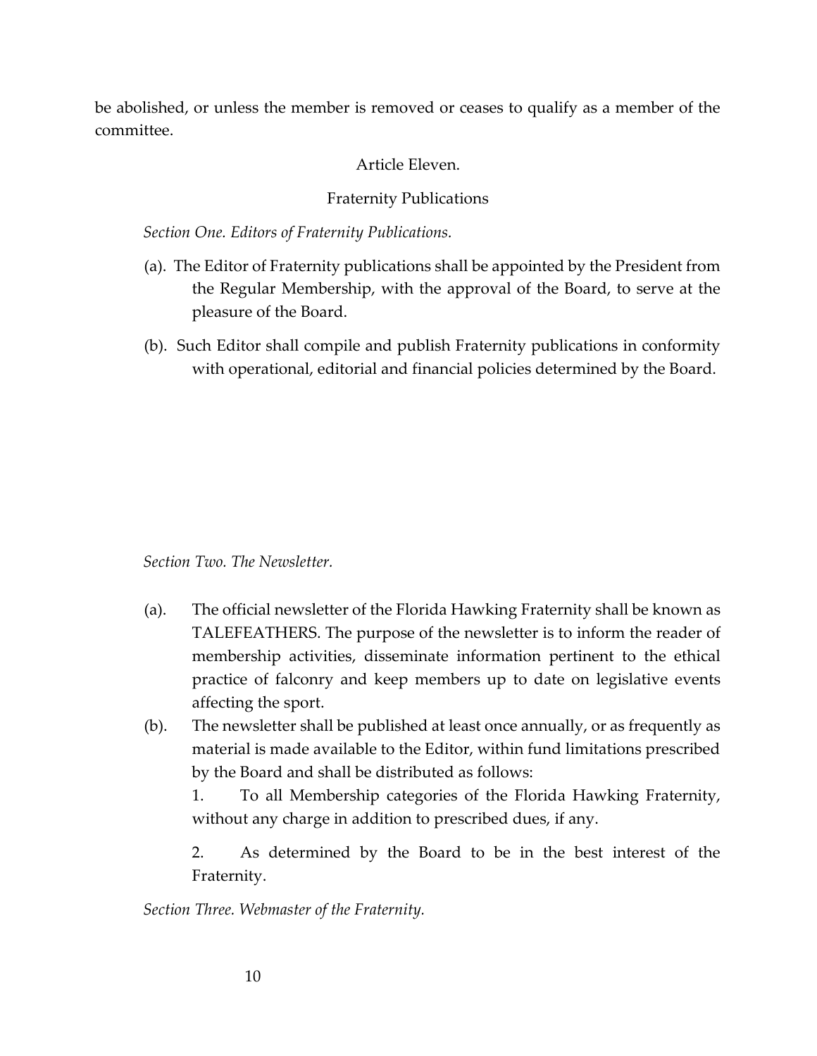be abolished, or unless the member is removed or ceases to qualify as a member of the committee.

## Article Eleven.

## Fraternity Publications

*Section One. Editors of Fraternity Publications.*

(a). The Editor of Fraternity publications shall be appointed by the President from the Regular Membership, with the approval of the Board, to serve at the pleasure of the Board.

(b). Such Editor shall compile and publish Fraternity publications in conformity with operational, editorial and financial policies determined by the Board.

*Section Two. The Newsletter.*

(a). The official newsletter of the Florida Hawking Fraternity shall be known as TALEFEATHERS. The purpose of the newsletter is to inform the reader of membership activities, disseminate information pertinent to the ethical practice of falconry and keep members up to date on legislative events affecting the sport.

(b). The newsletter shall be published at least once annually, or as frequently as material is made available to the Editor, within fund limitations prescribed by the Board and shall be distributed as follows:

1. To all Membership categories of the Florida Hawking Fraternity, without any charge in addition to prescribed dues, if any.

2. As determined by the Board to be in the best interest of the Fraternity.

*Section Three. Webmaster of the Fraternity.*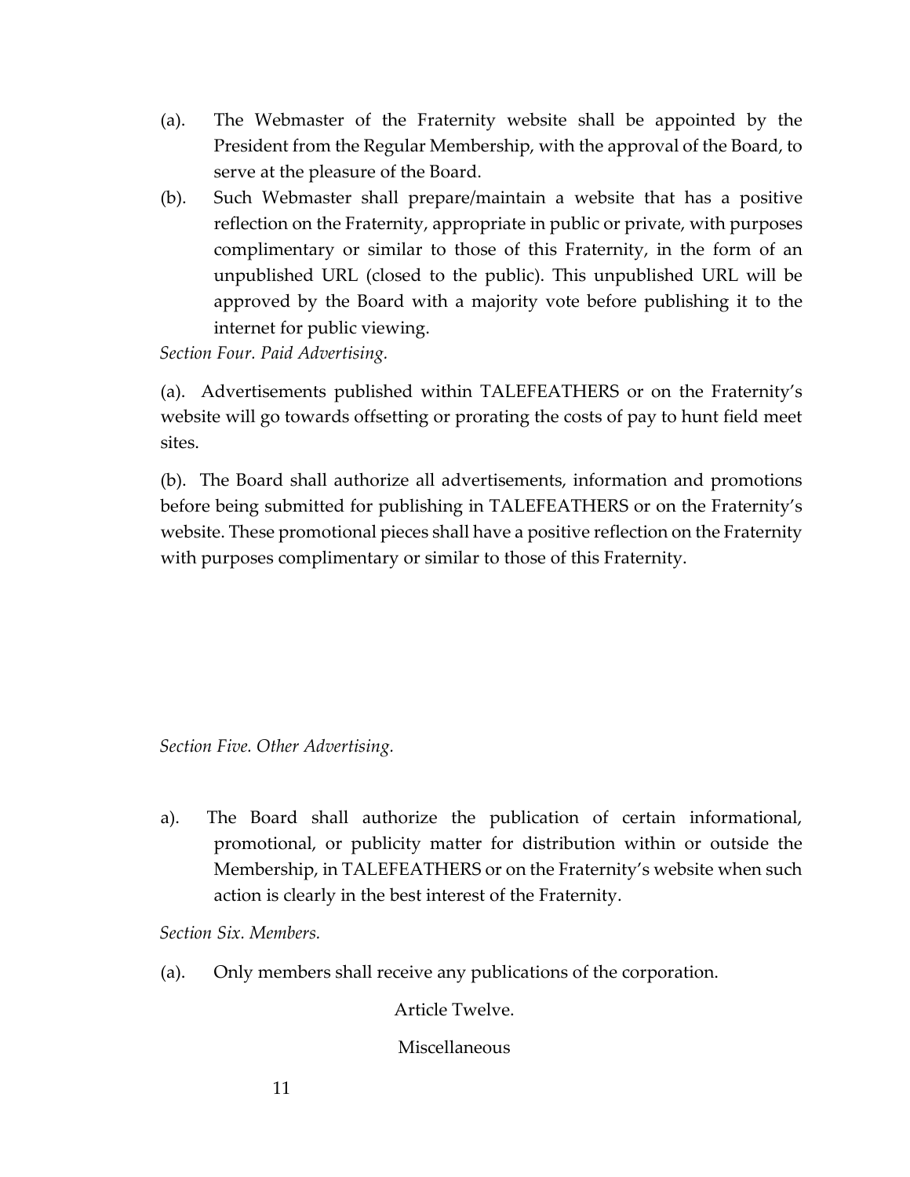(a). The Webmaster of the Fraternity website shall be appointed by the President from the Regular Membership, with the approval of the Board, to serve at the pleasure of the Board.

(b). Such Webmaster shall prepare/maintain a website that has a positive reflection on the Fraternity, appropriate in public or private, with purposes complimentary or similar to those of this Fraternity, in the form of an unpublished URL (closed to the public). This unpublished URL will be approved by the Board with a majority vote before publishing it to the internet for public viewing.

*Section Four. Paid Advertising.*

(a). Advertisements published within TALEFEATHERS or on the Fraternity's website will go towards offsetting or prorating the costs of pay to hunt field meet sites.

(b). The Board shall authorize all advertisements, information and promotions before being submitted for publishing in TALEFEATHERS or on the Fraternity's website. These promotional pieces shall have a positive reflection on the Fraternity with purposes complimentary or similar to those of this Fraternity.

*Section Five. Other Advertising.*

a). The Board shall authorize the publication of certain informational, promotional, or publicity matter for distribution within or outside the Membership, in TALEFEATHERS or on the Fraternity's website when such action is clearly in the best interest of the Fraternity.

*Section Six. Members.*

(a). Only members shall receive any publications of the corporation.

## Article Twelve.

## Miscellaneous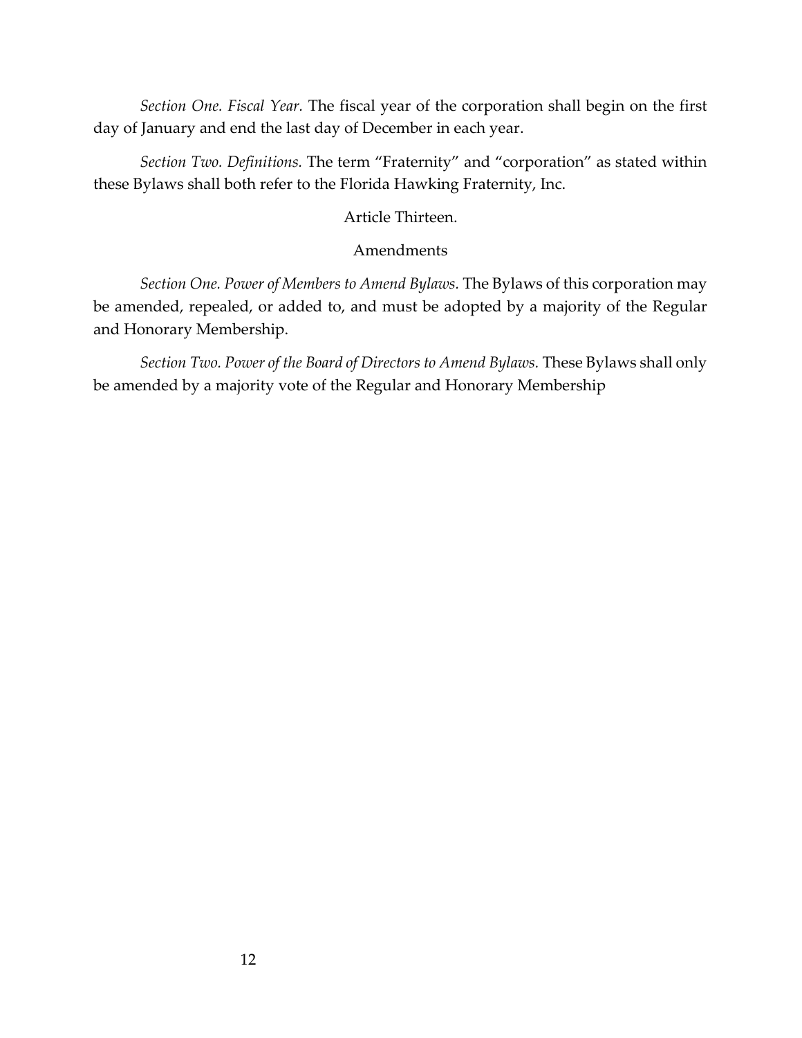*Section One. Fiscal Year.* The fiscal year of the corporation shall begin on the first day of January and end the last day of December in each year.

*Section Two. Definitions.* The term "Fraternity" and "corporation" as stated within these Bylaws shall both refer to the Florida Hawking Fraternity, Inc.

## Article Thirteen.

## Amendments

*Section One. Power of Members to Amend Bylaws.* The Bylaws of this corporation may be amended, repealed, or added to, and must be adopted by a majority of the Regular and Honorary Membership.

*Section Two. Power of the Board of Directors to Amend Bylaws.* These Bylaws shall only be amended by a majority vote of the Regular and Honorary Membership